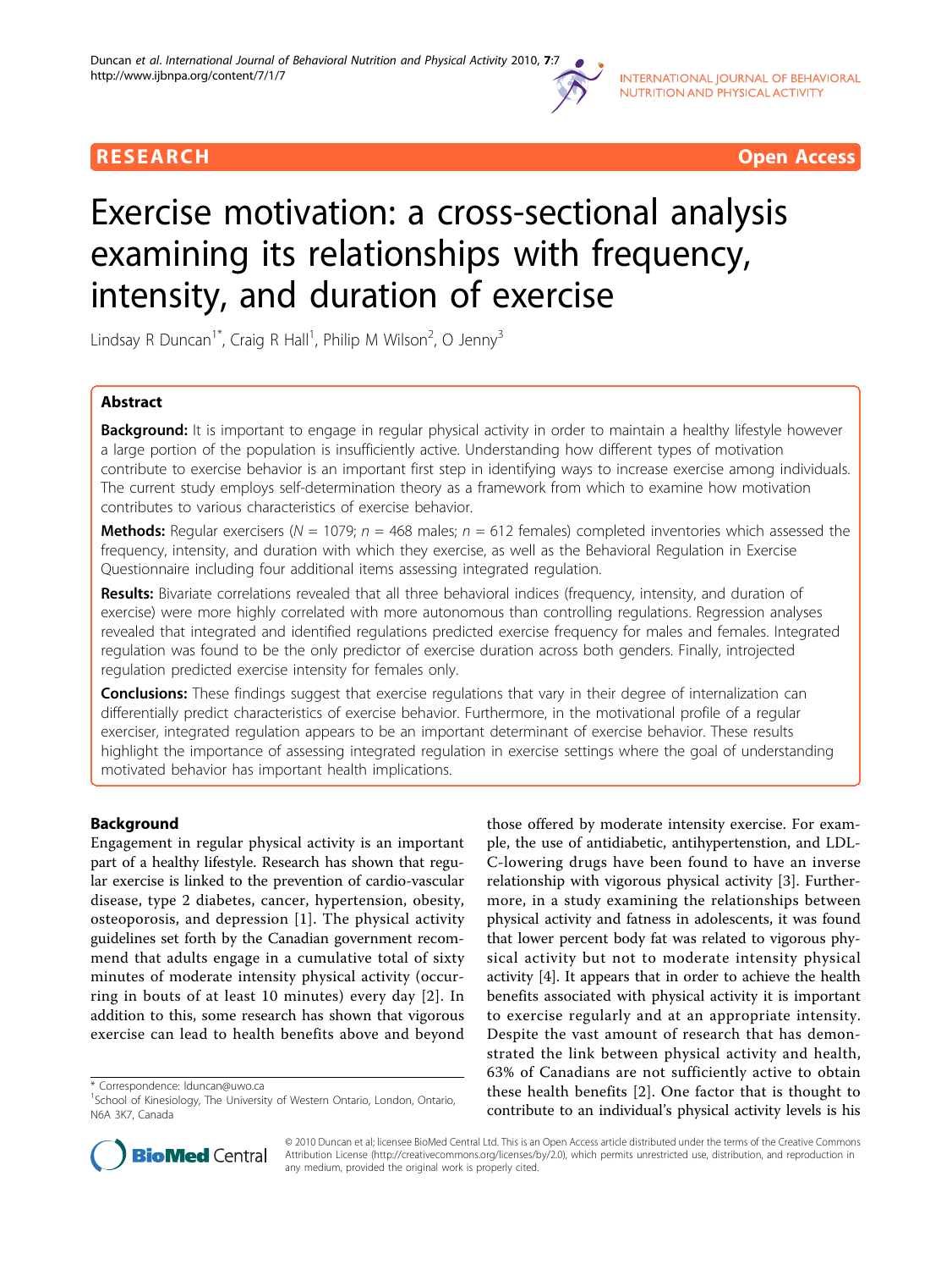# Exercise motivation: a cross-sectional analysis examining its relationships with frequency, intensity, and duration of exercise

Lindsay R Duncan[1*], Craig R Hall[1], Philip M Wilson[2], O Jenny[3]

## Abstract

**Background:** It is important to engage in regular physical activity in order to maintain a healthy lifestyle however a large portion of the population is insufficiently active. Understanding how different types of motivation contribute to exercise behavior is an important first step in identifying ways to increase exercise among individuals. The current study employs self-determination theory as a framework from which to examine how motivation contributes to various characteristics of exercise behavior.

**Methods:** Regular exercisers (*N* = 1079; *n* = 468 males; *n* = 612 females) completed inventories which assessed the frequency, intensity, and duration with which they exercise, as well as the Behavioral Regulation in Exercise Questionnaire including four additional items assessing integrated regulation.

**Results:** Bivariate correlations revealed that all three behavioral indices (frequency, intensity, and duration of exercise) were more highly correlated with more autonomous than controlling regulations. Regression analyses revealed that integrated and identified regulations predicted exercise frequency for males and females. Integrated regulation was found to be the only predictor of exercise duration across both genders. Finally, introjected regulation predicted exercise intensity for females only.

**Conclusions:** These findings suggest that exercise regulations that vary in their degree of internalization can differentially predict characteristics of exercise behavior. Furthermore, in the motivational profile of a regular exerciser, integrated regulation appears to be an important determinant of exercise behavior. These results highlight the importance of assessing integrated regulation in exercise settings where the goal of understanding motivated behavior has important health implications.

## Background

Engagement in regular physical activity is an important part of a healthy lifestyle. Research has shown that regular exercise is linked to the prevention of cardio-vascular disease, type 2 diabetes, cancer, hypertension, obesity, osteoporosis, and depression [1]. The physical activity guidelines set forth by the Canadian government recommend that adults engage in a cumulative total of sixty minutes of moderate intensity physical activity (occurring in bouts of at least 10 minutes) every day [2]. In addition to this, some research has shown that vigorous exercise can lead to health benefits above and beyond those offered by moderate intensity exercise. For example, the use of antidiabetic, antihypertenstion, and LDL-C-lowering drugs have been found to have an inverse relationship with vigorous physical activity [3]. Furthermore, in a study examining the relationships between physical activity and fatness in adolescents, it was found that lower percent body fat was related to vigorous physical activity but not to moderate intensity physical activity [4]. It appears that in order to achieve the health benefits associated with physical activity it is important to exercise regularly and at an appropriate intensity. Despite the vast amount of research that has demonstrated the link between physical activity and health, 63% of Canadians are not sufficiently active to obtain these health benefits [2]. One factor that is thought to contribute to an individual's physical activity levels is his

\* Correspondence: lduncan@uwo.ca
[1]School of Kinesiology, The University of Western Ontario, London, Ontario, N6A 3K7, Canada

© 2010 Duncan et al; licensee BioMed Central Ltd. This is an Open Access article distributed under the terms of the Creative Commons Attribution License (http://creativecommons.org/licenses/by/2.0), which permits unrestricted use, distribution, and reproduction in any medium, provided the original work is properly cited.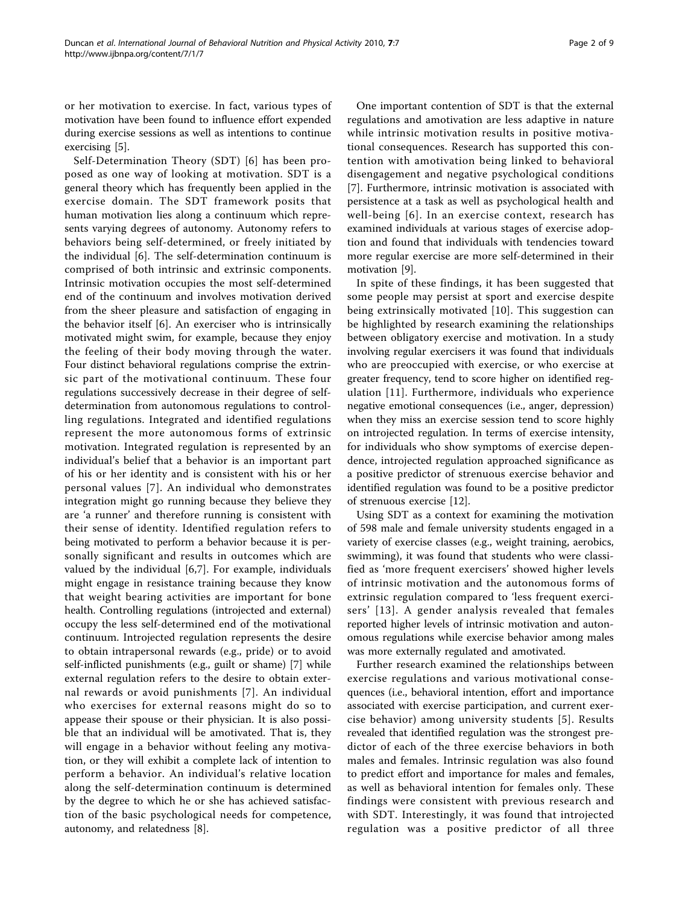or her motivation to exercise. In fact, various types of motivation have been found to influence effort expended during exercise sessions as well as intentions to continue exercising [5].

Self-Determination Theory (SDT) [6] has been proposed as one way of looking at motivation. SDT is a general theory which has frequently been applied in the exercise domain. The SDT framework posits that human motivation lies along a continuum which represents varying degrees of autonomy. Autonomy refers to behaviors being self-determined, or freely initiated by the individual [6]. The self-determination continuum is comprised of both intrinsic and extrinsic components. Intrinsic motivation occupies the most self-determined end of the continuum and involves motivation derived from the sheer pleasure and satisfaction of engaging in the behavior itself [6]. An exerciser who is intrinsically motivated might swim, for example, because they enjoy the feeling of their body moving through the water. Four distinct behavioral regulations comprise the extrinsic part of the motivational continuum. These four regulations successively decrease in their degree of self-determination from autonomous regulations to controlling regulations. Integrated and identified regulations represent the more autonomous forms of extrinsic motivation. Integrated regulation is represented by an individual's belief that a behavior is an important part of his or her identity and is consistent with his or her personal values [7]. An individual who demonstrates integration might go running because they believe they are 'a runner' and therefore running is consistent with their sense of identity. Identified regulation refers to being motivated to perform a behavior because it is personally significant and results in outcomes which are valued by the individual [6,7]. For example, individuals might engage in resistance training because they know that weight bearing activities are important for bone health. Controlling regulations (introjected and external) occupy the less self-determined end of the motivational continuum. Introjected regulation represents the desire to obtain intrapersonal rewards (e.g., pride) or to avoid self-inflicted punishments (e.g., guilt or shame) [7] while external regulation refers to the desire to obtain external rewards or avoid punishments [7]. An individual who exercises for external reasons might do so to appease their spouse or their physician. It is also possible that an individual will be amotivated. That is, they will engage in a behavior without feeling any motivation, or they will exhibit a complete lack of intention to perform a behavior. An individual's relative location along the self-determination continuum is determined by the degree to which he or she has achieved satisfaction of the basic psychological needs for competence, autonomy, and relatedness [8].

One important contention of SDT is that the external regulations and amotivation are less adaptive in nature while intrinsic motivation results in positive motivational consequences. Research has supported this contention with amotivation being linked to behavioral disengagement and negative psychological conditions [7]. Furthermore, intrinsic motivation is associated with persistence at a task as well as psychological health and well-being [6]. In an exercise context, research has examined individuals at various stages of exercise adoption and found that individuals with tendencies toward more regular exercise are more self-determined in their motivation [9].

In spite of these findings, it has been suggested that some people may persist at sport and exercise despite being extrinsically motivated [10]. This suggestion can be highlighted by research examining the relationships between obligatory exercise and motivation. In a study involving regular exercisers it was found that individuals who are preoccupied with exercise, or who exercise at greater frequency, tend to score higher on identified regulation [11]. Furthermore, individuals who experience negative emotional consequences (i.e., anger, depression) when they miss an exercise session tend to score highly on introjected regulation. In terms of exercise intensity, for individuals who show symptoms of exercise dependence, introjected regulation approached significance as a positive predictor of strenuous exercise behavior and identified regulation was found to be a positive predictor of strenuous exercise [12].

Using SDT as a context for examining the motivation of 598 male and female university students engaged in a variety of exercise classes (e.g., weight training, aerobics, swimming), it was found that students who were classified as 'more frequent exercisers' showed higher levels of intrinsic motivation and the autonomous forms of extrinsic regulation compared to 'less frequent exercisers' [13]. A gender analysis revealed that females reported higher levels of intrinsic motivation and autonomous regulations while exercise behavior among males was more externally regulated and amotivated.

Further research examined the relationships between exercise regulations and various motivational consequences (i.e., behavioral intention, effort and importance associated with exercise participation, and current exercise behavior) among university students [5]. Results revealed that identified regulation was the strongest predictor of each of the three exercise behaviors in both males and females. Intrinsic regulation was also found to predict effort and importance for males and females, as well as behavioral intention for females only. These findings were consistent with previous research and with SDT. Interestingly, it was found that introjected regulation was a positive predictor of all three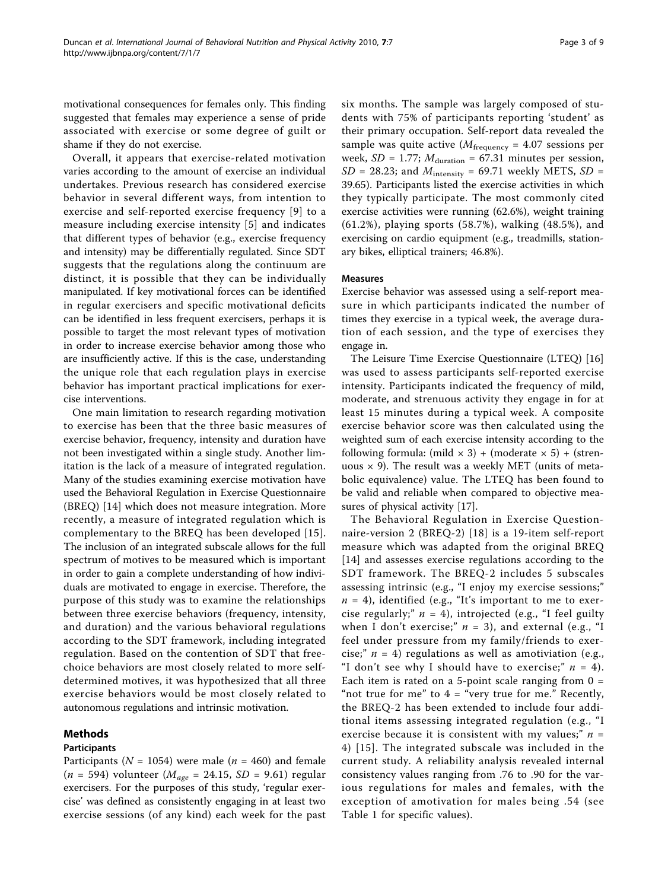motivational consequences for females only. This finding suggested that females may experience a sense of pride associated with exercise or some degree of guilt or shame if they do not exercise.

Overall, it appears that exercise-related motivation varies according to the amount of exercise an individual undertakes. Previous research has considered exercise behavior in several different ways, from intention to exercise and self-reported exercise frequency [9] to a measure including exercise intensity [5] and indicates that different types of behavior (e.g., exercise frequency and intensity) may be differentially regulated. Since SDT suggests that the regulations along the continuum are distinct, it is possible that they can be individually manipulated. If key motivational forces can be identified in regular exercisers and specific motivational deficits can be identified in less frequent exercisers, perhaps it is possible to target the most relevant types of motivation in order to increase exercise behavior among those who are insufficiently active. If this is the case, understanding the unique role that each regulation plays in exercise behavior has important practical implications for exercise interventions.

One main limitation to research regarding motivation to exercise has been that the three basic measures of exercise behavior, frequency, intensity and duration have not been investigated within a single study. Another limitation is the lack of a measure of integrated regulation. Many of the studies examining exercise motivation have used the Behavioral Regulation in Exercise Questionnaire (BREQ) [14] which does not measure integration. More recently, a measure of integrated regulation which is complementary to the BREQ has been developed [15]. The inclusion of an integrated subscale allows for the full spectrum of motives to be measured which is important in order to gain a complete understanding of how individuals are motivated to engage in exercise. Therefore, the purpose of this study was to examine the relationships between three exercise behaviors (frequency, intensity, and duration) and the various behavioral regulations according to the SDT framework, including integrated regulation. Based on the contention of SDT that free-choice behaviors are most closely related to more self-determined motives, it was hypothesized that all three exercise behaviors would be most closely related to autonomous regulations and intrinsic motivation.

## Methods

### Participants

Participants ($N$ = 1054) were male ($n$ = 460) and female ($n$ = 594) volunteer ($M_{age}$ = 24.15, $SD$ = 9.61) regular exercisers. For the purposes of this study, 'regular exercise' was defined as consistently engaging in at least two exercise sessions (of any kind) each week for the past six months. The sample was largely composed of students with 75% of participants reporting 'student' as their primary occupation. Self-report data revealed the sample was quite active ($M_{\text{frequency}}$ = 4.07 sessions per week, $SD$ = 1.77; $M_{\text{duration}}$ = 67.31 minutes per session, $SD$ = 28.23; and $M_{\text{intensity}}$ = 69.71 weekly METS, $SD$ = 39.65). Participants listed the exercise activities in which they typically participate. The most commonly cited exercise activities were running (62.6%), weight training (61.2%), playing sports (58.7%), walking (48.5%), and exercising on cardio equipment (e.g., treadmills, stationary bikes, elliptical trainers; 46.8%).

### Measures

Exercise behavior was assessed using a self-report measure in which participants indicated the number of times they exercise in a typical week, the average duration of each session, and the type of exercises they engage in.

The Leisure Time Exercise Questionnaire (LTEQ) [16] was used to assess participants self-reported exercise intensity. Participants indicated the frequency of mild, moderate, and strenuous activity they engage in for at least 15 minutes during a typical week. A composite exercise behavior score was then calculated using the weighted sum of each exercise intensity according to the following formula: (mild × 3) + (moderate × 5) + (strenuous × 9). The result was a weekly MET (units of metabolic equivalence) value. The LTEQ has been found to be valid and reliable when compared to objective measures of physical activity [17].

The Behavioral Regulation in Exercise Questionnaire-version 2 (BREQ-2) [18] is a 19-item self-report measure which was adapted from the original BREQ [14] and assesses exercise regulations according to the SDT framework. The BREQ-2 includes 5 subscales assessing intrinsic (e.g., "I enjoy my exercise sessions;" $n$ = 4), identified (e.g., "It's important to me to exercise regularly;" $n$ = 4), introjected (e.g., "I feel guilty when I don't exercise;" $n$ = 3), and external (e.g., "I feel under pressure from my family/friends to exercise;" $n$ = 4) regulations as well as amotiviation (e.g., "I don't see why I should have to exercise;" $n$ = 4). Each item is rated on a 5-point scale ranging from 0 = "not true for me" to 4 = "very true for me." Recently, the BREQ-2 has been extended to include four additional items assessing integrated regulation (e.g., "I exercise because it is consistent with my values;" $n$ = 4) [15]. The integrated subscale was included in the current study. A reliability analysis revealed internal consistency values ranging from .76 to .90 for the various regulations for males and females, with the exception of amotivation for males being .54 (see Table 1 for specific values).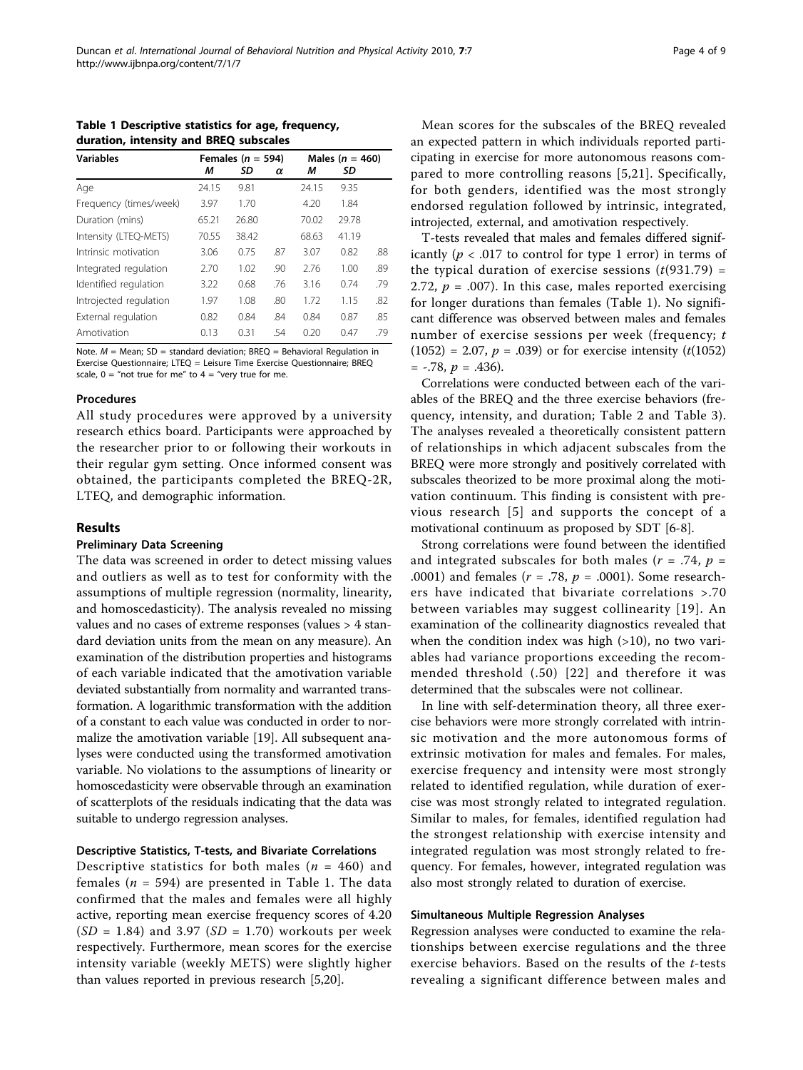**Table 1 Descriptive statistics for age, frequency, duration, intensity and BREQ subscales**

| Variables | Females ($n$ = 594) | | | Males ($n$ = 460) | | |
|---|---|---|---|---|---|---|
| | *M* | *SD* | *α* | *M* | *SD* | |
| Age | 24.15 | 9.81 | | 24.15 | 9.35 | |
| Frequency (times/week) | 3.97 | 1.70 | | 4.20 | 1.84 | |
| Duration (mins) | 65.21 | 26.80 | | 70.02 | 29.78 | |
| Intensity (LTEQ-METS) | 70.55 | 38.42 | | 68.63 | 41.19 | |
| Intrinsic motivation | 3.06 | 0.75 | .87 | 3.07 | 0.82 | .88 |
| Integrated regulation | 2.70 | 1.02 | .90 | 2.76 | 1.00 | .89 |
| Identified regulation | 3.22 | 0.68 | .76 | 3.16 | 0.74 | .79 |
| Introjected regulation | 1.97 | 1.08 | .80 | 1.72 | 1.15 | .82 |
| External regulation | 0.82 | 0.84 | .84 | 0.84 | 0.87 | .85 |
| Amotivation | 0.13 | 0.31 | .54 | 0.20 | 0.47 | .79 |

Note. *M* = Mean; SD = standard deviation; BREQ = Behavioral Regulation in Exercise Questionnaire; LTEQ = Leisure Time Exercise Questionnaire; BREQ scale, 0 = "not true for me" to 4 = "very true for me.

### Procedures

All study procedures were approved by a university research ethics board. Participants were approached by the researcher prior to or following their workouts in their regular gym setting. Once informed consent was obtained, the participants completed the BREQ-2R, LTEQ, and demographic information.

## Results

### Preliminary Data Screening

The data was screened in order to detect missing values and outliers as well as to test for conformity with the assumptions of multiple regression (normality, linearity, and homoscedasticity). The analysis revealed no missing values and no cases of extreme responses (values > 4 standard deviation units from the mean on any measure). An examination of the distribution properties and histograms of each variable indicated that the amotivation variable deviated substantially from normality and warranted transformation. A logarithmic transformation with the addition of a constant to each value was conducted in order to normalize the amotivation variable [19]. All subsequent analyses were conducted using the transformed amotivation variable. No violations to the assumptions of linearity or homoscedasticity were observable through an examination of scatterplots of the residuals indicating that the data was suitable to undergo regression analyses.

### Descriptive Statistics, T-tests, and Bivariate Correlations

Descriptive statistics for both males ($n$ = 460) and females ($n$ = 594) are presented in Table 1. The data confirmed that the males and females were all highly active, reporting mean exercise frequency scores of 4.20 ($SD$ = 1.84) and 3.97 ($SD$ = 1.70) workouts per week respectively. Furthermore, mean scores for the exercise intensity variable (weekly METS) were slightly higher than values reported in previous research [5,20].

Mean scores for the subscales of the BREQ revealed an expected pattern in which individuals reported participating in exercise for more autonomous reasons compared to more controlling reasons [5,21]. Specifically, for both genders, identified was the most strongly endorsed regulation followed by intrinsic, integrated, introjected, external, and amotivation respectively.

T-tests revealed that males and females differed significantly ($p < .017$ to control for type 1 error) in terms of the typical duration of exercise sessions ($t(931.79)$ = 2.72, $p$ = .007). In this case, males reported exercising for longer durations than females (Table 1). No significant difference was observed between males and females number of exercise sessions per week (frequency; $t$ (1052) = 2.07, $p$ = .039) or for exercise intensity ($t(1052)$ = -.78, $p$ = .436).

Correlations were conducted between each of the variables of the BREQ and the three exercise behaviors (frequency, intensity, and duration; Table 2 and Table 3). The analyses revealed a theoretically consistent pattern of relationships in which adjacent subscales from the BREQ were more strongly and positively correlated with subscales theorized to be more proximal along the motivation continuum. This finding is consistent with previous research [5] and supports the concept of a motivational continuum as proposed by SDT [6-8].

Strong correlations were found between the identified and integrated subscales for both males ($r$ = .74, $p$ = .0001) and females ($r$ = .78, $p$ = .0001). Some researchers have indicated that bivariate correlations >.70 between variables may suggest collinearity [19]. An examination of the collinearity diagnostics revealed that when the condition index was high (>10), no two variables had variance proportions exceeding the recommended threshold (.50) [22] and therefore it was determined that the subscales were not collinear.

In line with self-determination theory, all three exercise behaviors were more strongly correlated with intrinsic motivation and the more autonomous forms of extrinsic motivation for males and females. For males, exercise frequency and intensity were most strongly related to identified regulation, while duration of exercise was most strongly related to integrated regulation. Similar to males, for females, identified regulation had the strongest relationship with exercise intensity and integrated regulation was most strongly related to frequency. For females, however, integrated regulation was also most strongly related to duration of exercise.

### Simultaneous Multiple Regression Analyses

Regression analyses were conducted to examine the relationships between exercise regulations and the three exercise behaviors. Based on the results of the $t$-tests revealing a significant difference between males and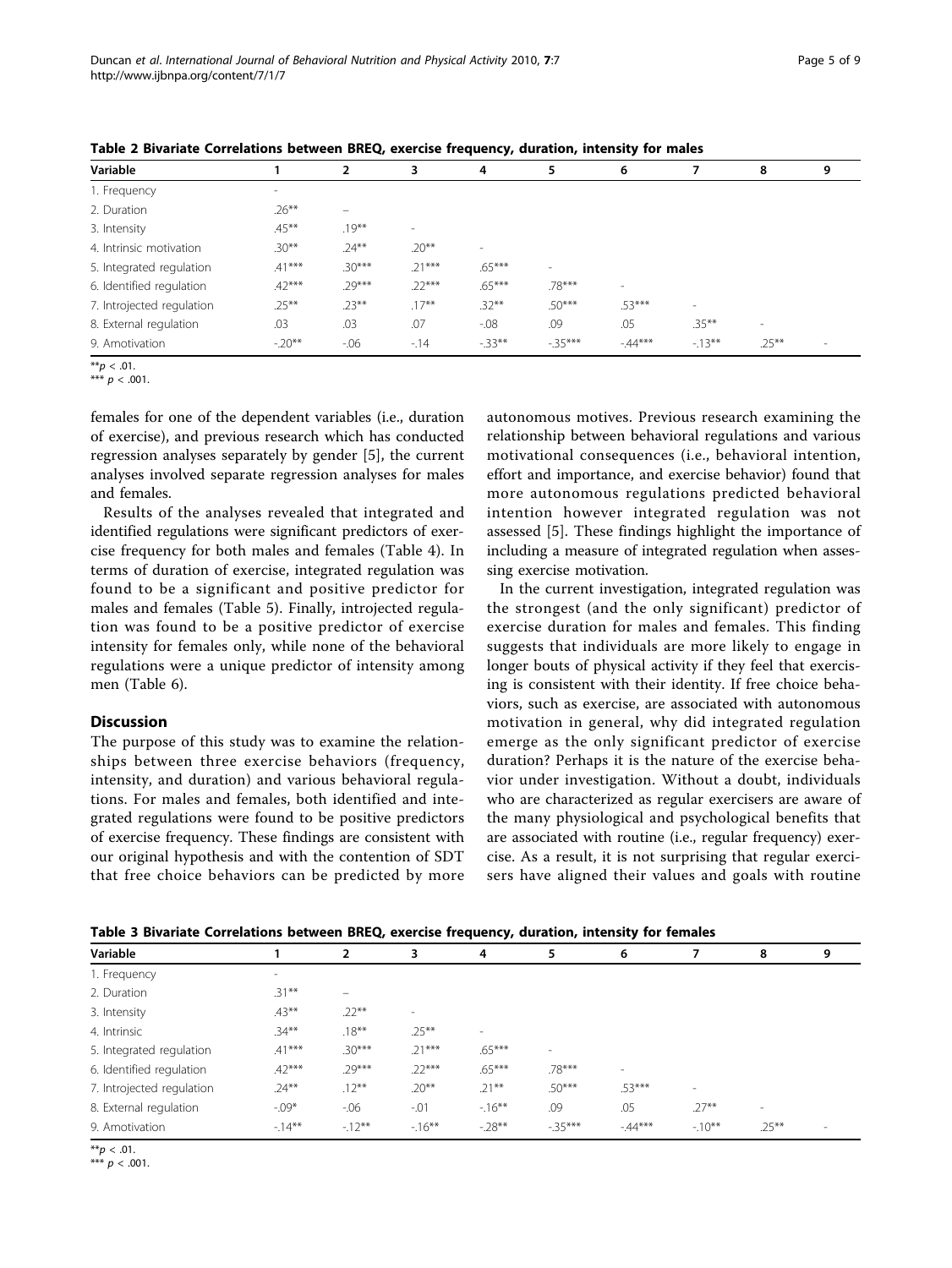**Table 2 Bivariate Correlations between BREQ, exercise frequency, duration, intensity for males**

| Variable | 1 | 2 | 3 | 4 | 5 | 6 | 7 | 8 | 9 |
|---|---|---|---|---|---|---|---|---|---|
| 1. Frequency | - | | | | | | | | |
| 2. Duration | .26** | – | | | | | | | |
| 3. Intensity | .45** | .19** | - | | | | | | |
| 4. Intrinsic motivation | .30** | .24** | .20** | - | | | | | |
| 5. Integrated regulation | .41*** | .30*** | .21*** | .65*** | - | | | | |
| 6. Identified regulation | .42*** | .29*** | .22*** | .65*** | .78*** | - | | | |
| 7. Introjected regulation | .25** | .23** | .17** | .32** | .50*** | .53*** | - | | |
| 8. External regulation | .03 | .03 | .07 | -.08 | .09 | .05 | .35** | - | |
| 9. Amotivation | -.20** | -.06 | -.14 | -.33** | -.35*** | -.44*** | -.13** | .25** | - |

**$p < .01$.
*** $p < .001$.

females for one of the dependent variables (i.e., duration of exercise), and previous research which has conducted regression analyses separately by gender [5], the current analyses involved separate regression analyses for males and females.

Results of the analyses revealed that integrated and identified regulations were significant predictors of exercise frequency for both males and females (Table 4). In terms of duration of exercise, integrated regulation was found to be a significant and positive predictor for males and females (Table 5). Finally, introjected regulation was found to be a positive predictor of exercise intensity for females only, while none of the behavioral regulations were a unique predictor of intensity among men (Table 6).

## Discussion

The purpose of this study was to examine the relationships between three exercise behaviors (frequency, intensity, and duration) and various behavioral regulations. For males and females, both identified and integrated regulations were found to be positive predictors of exercise frequency. These findings are consistent with our original hypothesis and with the contention of SDT that free choice behaviors can be predicted by more autonomous motives. Previous research examining the relationship between behavioral regulations and various motivational consequences (i.e., behavioral intention, effort and importance, and exercise behavior) found that more autonomous regulations predicted behavioral intention however integrated regulation was not assessed [5]. These findings highlight the importance of including a measure of integrated regulation when assessing exercise motivation.

In the current investigation, integrated regulation was the strongest (and the only significant) predictor of exercise duration for males and females. This finding suggests that individuals are more likely to engage in longer bouts of physical activity if they feel that exercising is consistent with their identity. If free choice behaviors, such as exercise, are associated with autonomous motivation in general, why did integrated regulation emerge as the only significant predictor of exercise duration? Perhaps it is the nature of the exercise behavior under investigation. Without a doubt, individuals who are characterized as regular exercisers are aware of the many physiological and psychological benefits that are associated with routine (i.e., regular frequency) exercise. As a result, it is not surprising that regular exercisers have aligned their values and goals with routine

**Table 3 Bivariate Correlations between BREQ, exercise frequency, duration, intensity for females**

| Variable | 1 | 2 | 3 | 4 | 5 | 6 | 7 | 8 | 9 |
|---|---|---|---|---|---|---|---|---|---|
| 1. Frequency | - | | | | | | | | |
| 2. Duration | .31** | – | | | | | | | |
| 3. Intensity | .43** | .22** | - | | | | | | |
| 4. Intrinsic | .34** | .18** | .25** | - | | | | | |
| 5. Integrated regulation | .41*** | .30*** | .21*** | .65*** | - | | | | |
| 6. Identified regulation | .42*** | .29*** | .22*** | .65*** | .78*** | - | | | |
| 7. Introjected regulation | .24** | .12** | .20** | .21** | .50*** | .53*** | - | | |
| 8. External regulation | -.09* | -.06 | -.01 | -.16** | .09 | .05 | .27** | - | |
| 9. Amotivation | -.14** | -.12** | -.16** | -.28** | -.35*** | -.44*** | -.10** | .25** | - |

**$p < .01$.
*** $p < .001$.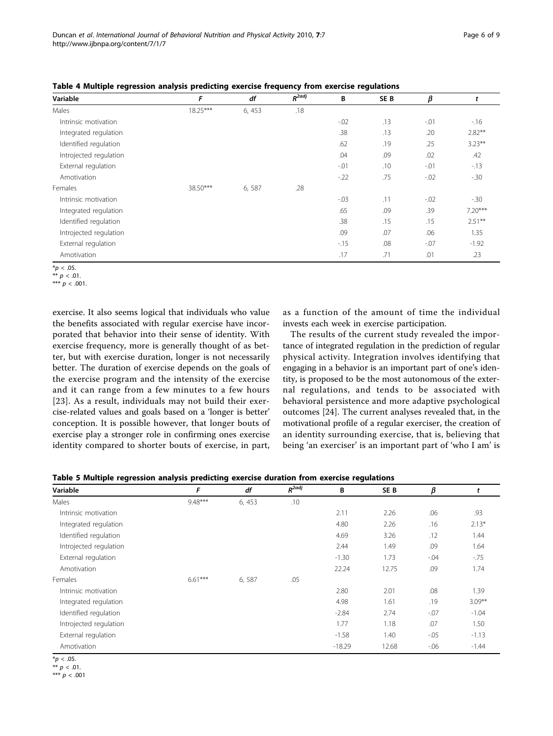**Table 4 Multiple regression analysis predicting exercise frequency from exercise regulations**

| Variable | F | df | $R^{2adj}$ | B | SE B | β | t |
|---|---|---|---|---|---|---|---|
| Males | 18.25*** | 6, 453 | .18 | | | | |
| Intrinsic motivation | | | | -.02 | .13 | -.01 | -.16 |
| Integrated regulation | | | | .38 | .13 | .20 | 2.82** |
| Identified regulation | | | | .62 | .19 | .25 | 3.23** |
| Introjected regulation | | | | .04 | .09 | .02 | .42 |
| External regulation | | | | -.01 | .10 | -.01 | -.13 |
| Amotivation | | | | -.22 | .75 | -.02 | -.30 |
| Females | 38.50*** | 6, 587 | .28 | | | | |
| Intrinsic motivation | | | | -.03 | .11 | -.02 | -.30 |
| Integrated regulation | | | | .65 | .09 | .39 | 7.20*** |
| Identified regulation | | | | .38 | .15 | .15 | 2.51** |
| Introjected regulation | | | | .09 | .07 | .06 | 1.35 |
| External regulation | | | | -.15 | .08 | -.07 | -1.92 |
| Amotivation | | | | .17 | .71 | .01 | .23 |

*$p < .05$.
** $p < .01$.
*** $p < .001$.

exercise. It also seems logical that individuals who value the benefits associated with regular exercise have incorporated that behavior into their sense of identity. With exercise frequency, more is generally thought of as better, but with exercise duration, longer is not necessarily better. The duration of exercise depends on the goals of the exercise program and the intensity of the exercise and it can range from a few minutes to a few hours [23]. As a result, individuals may not build their exercise-related values and goals based on a 'longer is better' conception. It is possible however, that longer bouts of exercise play a stronger role in confirming ones exercise identity compared to shorter bouts of exercise, in part, as a function of the amount of time the individual invests each week in exercise participation.

The results of the current study revealed the importance of integrated regulation in the prediction of regular physical activity. Integration involves identifying that engaging in a behavior is an important part of one's identity, is proposed to be the most autonomous of the external regulations, and tends to be associated with behavioral persistence and more adaptive psychological outcomes [24]. The current analyses revealed that, in the motivational profile of a regular exerciser, the creation of an identity surrounding exercise, that is, believing that being 'an exerciser' is an important part of 'who I am' is

**Table 5 Multiple regression analysis predicting exercise duration from exercise regulations**

| Variable | F | df | $R^{2adj}$ | B | SE B | β | t |
|---|---|---|---|---|---|---|---|
| Males | 9.48*** | 6, 453 | .10 | | | | |
| Intrinsic motivation | | | | 2.11 | 2.26 | .06 | .93 |
| Integrated regulation | | | | 4.80 | 2.26 | .16 | 2.13* |
| Identified regulation | | | | 4.69 | 3.26 | .12 | 1.44 |
| Introjected regulation | | | | 2.44 | 1.49 | .09 | 1.64 |
| External regulation | | | | -1.30 | 1.73 | -.04 | -.75 |
| Amotivation | | | | 22.24 | 12.75 | .09 | 1.74 |
| Females | 6.61*** | 6, 587 | .05 | | | | |
| Intrinsic motivation | | | | 2.80 | 2.01 | .08 | 1.39 |
| Integrated regulation | | | | 4.98 | 1.61 | .19 | 3.09** |
| Identified regulation | | | | -2.84 | 2.74 | -.07 | -1.04 |
| Introjected regulation | | | | 1.77 | 1.18 | .07 | 1.50 |
| External regulation | | | | -1.58 | 1.40 | -.05 | -1.13 |
| Amotivation | | | | -18.29 | 12.68 | -.06 | -1.44 |

*$p < .05$.
** $p < .01$.
*** $p < .001$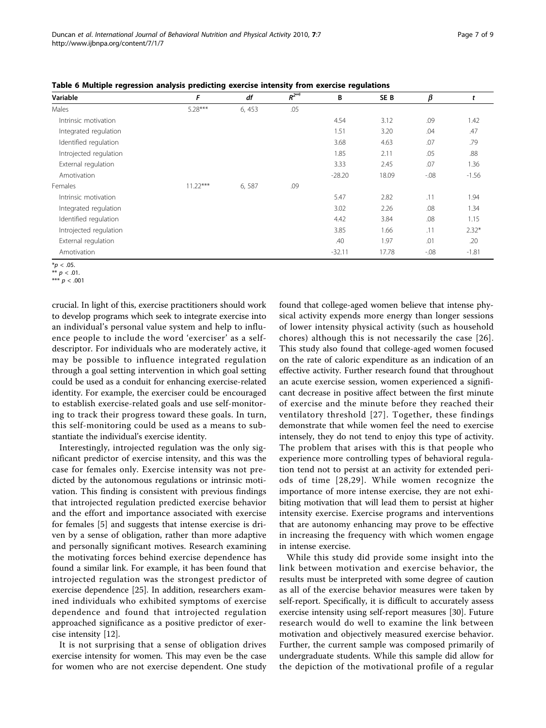**Table 6 Multiple regression analysis predicting exercise intensity from exercise regulations**

| Variable | F | df | $R^{2adj}$ | B | SE B | β | t |
|---|---|---|---|---|---|---|---|
| Males | 5.28*** | 6, 453 | .05 | | | | |
| Intrinsic motivation | | | | 4.54 | 3.12 | .09 | 1.42 |
| Integrated regulation | | | | 1.51 | 3.20 | .04 | .47 |
| Identified regulation | | | | 3.68 | 4.63 | .07 | .79 |
| Introjected regulation | | | | 1.85 | 2.11 | .05 | .88 |
| External regulation | | | | 3.33 | 2.45 | .07 | 1.36 |
| Amotivation | | | | -28.20 | 18.09 | -.08 | -1.56 |
| Females | 11.22*** | 6, 587 | .09 | | | | |
| Intrinsic motivation | | | | 5.47 | 2.82 | .11 | 1.94 |
| Integrated regulation | | | | 3.02 | 2.26 | .08 | 1.34 |
| Identified regulation | | | | 4.42 | 3.84 | .08 | 1.15 |
| Introjected regulation | | | | 3.85 | 1.66 | .11 | 2.32* |
| External regulation | | | | .40 | 1.97 | .01 | .20 |
| Amotivation | | | | -32.11 | 17.78 | -.08 | -1.81 |

*$p < .05$.
** $p < .01$.
*** $p < .001$

crucial. In light of this, exercise practitioners should work to develop programs which seek to integrate exercise into an individual's personal value system and help to influence people to include the word 'exerciser' as a self-descriptor. For individuals who are moderately active, it may be possible to influence integrated regulation through a goal setting intervention in which goal setting could be used as a conduit for enhancing exercise-related identity. For example, the exerciser could be encouraged to establish exercise-related goals and use self-monitoring to track their progress toward these goals. In turn, this self-monitoring could be used as a means to substantiate the individual's exercise identity.

Interestingly, introjected regulation was the only significant predictor of exercise intensity, and this was the case for females only. Exercise intensity was not predicted by the autonomous regulations or intrinsic motivation. This finding is consistent with previous findings that introjected regulation predicted exercise behavior and the effort and importance associated with exercise for females [5] and suggests that intense exercise is driven by a sense of obligation, rather than more adaptive and personally significant motives. Research examining the motivating forces behind exercise dependence has found a similar link. For example, it has been found that introjected regulation was the strongest predictor of exercise dependence [25]. In addition, researchers examined individuals who exhibited symptoms of exercise dependence and found that introjected regulation approached significance as a positive predictor of exercise intensity [12].

It is not surprising that a sense of obligation drives exercise intensity for women. This may even be the case for women who are not exercise dependent. One study found that college-aged women believe that intense physical activity expends more energy than longer sessions of lower intensity physical activity (such as household chores) although this is not necessarily the case [26]. This study also found that college-aged women focused on the rate of caloric expenditure as an indication of an effective activity. Further research found that throughout an acute exercise session, women experienced a significant decrease in positive affect between the first minute of exercise and the minute before they reached their ventilatory threshold [27]. Together, these findings demonstrate that while women feel the need to exercise intensely, they do not tend to enjoy this type of activity. The problem that arises with this is that people who experience more controlling types of behavioral regulation tend not to persist at an activity for extended periods of time [28,29]. While women recognize the importance of more intense exercise, they are not exhibiting motivation that will lead them to persist at higher intensity exercise. Exercise programs and interventions that are autonomy enhancing may prove to be effective in increasing the frequency with which women engage in intense exercise.

While this study did provide some insight into the link between motivation and exercise behavior, the results must be interpreted with some degree of caution as all of the exercise behavior measures were taken by self-report. Specifically, it is difficult to accurately assess exercise intensity using self-report measures [30]. Future research would do well to examine the link between motivation and objectively measured exercise behavior. Further, the current sample was composed primarily of undergraduate students. While this sample did allow for the depiction of the motivational profile of a regular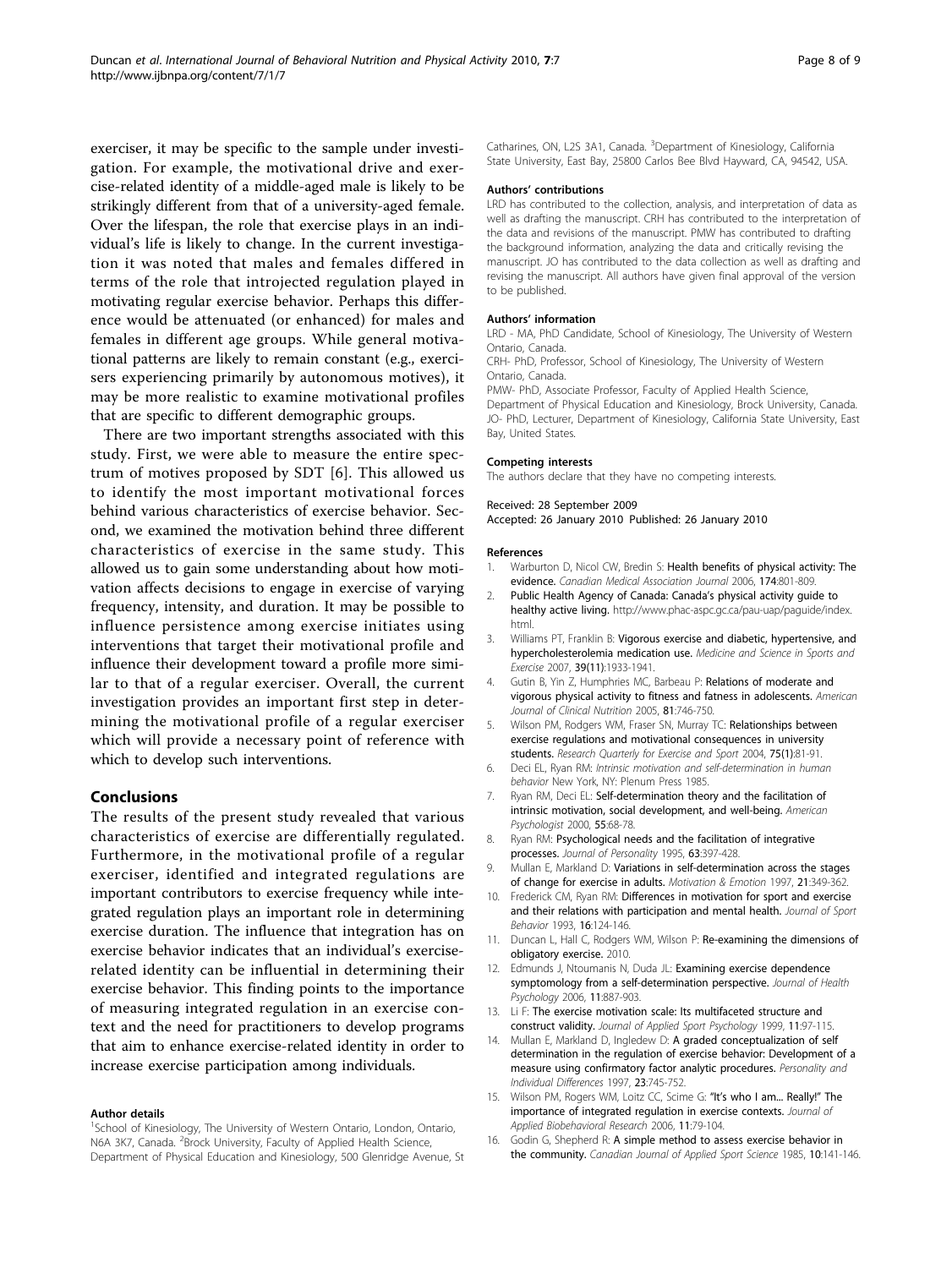exerciser, it may be specific to the sample under investigation. For example, the motivational drive and exercise-related identity of a middle-aged male is likely to be strikingly different from that of a university-aged female. Over the lifespan, the role that exercise plays in an individual's life is likely to change. In the current investigation it was noted that males and females differed in terms of the role that introjected regulation played in motivating regular exercise behavior. Perhaps this difference would be attenuated (or enhanced) for males and females in different age groups. While general motivational patterns are likely to remain constant (e.g., exercisers experiencing primarily by autonomous motives), it may be more realistic to examine motivational profiles that are specific to different demographic groups.

There are two important strengths associated with this study. First, we were able to measure the entire spectrum of motives proposed by SDT [6]. This allowed us to identify the most important motivational forces behind various characteristics of exercise behavior. Second, we examined the motivation behind three different characteristics of exercise in the same study. This allowed us to gain some understanding about how motivation affects decisions to engage in exercise of varying frequency, intensity, and duration. It may be possible to influence persistence among exercise initiates using interventions that target their motivational profile and influence their development toward a profile more similar to that of a regular exerciser. Overall, the current investigation provides an important first step in determining the motivational profile of a regular exerciser which will provide a necessary point of reference with which to develop such interventions.

## Conclusions

The results of the present study revealed that various characteristics of exercise are differentially regulated. Furthermore, in the motivational profile of a regular exerciser, identified and integrated regulations are important contributors to exercise frequency while integrated regulation plays an important role in determining exercise duration. The influence that integration has on exercise behavior indicates that an individual's exercise-related identity can be influential in determining their exercise behavior. This finding points to the importance of measuring integrated regulation in an exercise context and the need for practitioners to develop programs that aim to enhance exercise-related identity in order to increase exercise participation among individuals.

#### Author details

[1]School of Kinesiology, The University of Western Ontario, London, Ontario, N6A 3K7, Canada. [2]Brock University, Faculty of Applied Health Science, Department of Physical Education and Kinesiology, 500 Glenridge Avenue, St Catharines, ON, L2S 3A1, Canada. [3]Department of Kinesiology, California State University, East Bay, 25800 Carlos Bee Blvd Hayward, CA, 94542, USA.

#### Authors' contributions

LRD has contributed to the collection, analysis, and interpretation of data as well as drafting the manuscript. CRH has contributed to the interpretation of the data and revisions of the manuscript. PMW has contributed to drafting the background information, analyzing the data and critically revising the manuscript. JO has contributed to the data collection as well as drafting and revising the manuscript. All authors have given final approval of the version to be published.

#### Authors' information

LRD - MA, PhD Candidate, School of Kinesiology, The University of Western Ontario, Canada.
CRH- PhD, Professor, School of Kinesiology, The University of Western Ontario, Canada.
PMW- PhD, Associate Professor, Faculty of Applied Health Science, Department of Physical Education and Kinesiology, Brock University, Canada.
JO- PhD, Lecturer, Department of Kinesiology, California State University, East Bay, United States.

#### Competing interests

The authors declare that they have no competing interests.

Received: 28 September 2009
Accepted: 26 January 2010 Published: 26 January 2010

#### References

1. Warburton D, Nicol CW, Bredin S: **Health benefits of physical activity: The evidence.** *Canadian Medical Association Journal* 2006, **174**:801-809.
2. Public Health Agency of Canada: **Canada's physical activity guide to healthy active living.** http://www.phac-aspc.gc.ca/pau-uap/paguide/index.html.
3. Williams PT, Franklin B: **Vigorous exercise and diabetic, hypertensive, and hypercholesterolemia medication use.** *Medicine and Science in Sports and Exercise* 2007, **39(11)**:1933-1941.
4. Gutin B, Yin Z, Humphries MC, Barbeau P: **Relations of moderate and vigorous physical activity to fitness and fatness in adolescents.** *American Journal of Clinical Nutrition* 2005, **81**:746-750.
5. Wilson PM, Rodgers WM, Fraser SN, Murray TC: **Relationships between exercise regulations and motivational consequences in university students.** *Research Quarterly for Exercise and Sport* 2004, **75(1)**:81-91.
6. Deci EL, Ryan RM: *Intrinsic motivation and self-determination in human behavior* New York, NY: Plenum Press 1985.
7. Ryan RM, Deci EL: **Self-determination theory and the facilitation of intrinsic motivation, social development, and well-being.** *American Psychologist* 2000, **55**:68-78.
8. Ryan RM: **Psychological needs and the facilitation of integrative processes.** *Journal of Personality* 1995, **63**:397-428.
9. Mullan E, Markland D: **Variations in self-determination across the stages of change for exercise in adults.** *Motivation & Emotion* 1997, **21**:349-362.
10. Frederick CM, Ryan RM: **Differences in motivation for sport and exercise and their relations with participation and mental health.** *Journal of Sport Behavior* 1993, **16**:124-146.
11. Duncan L, Hall C, Rodgers WM, Wilson P: **Re-examining the dimensions of obligatory exercise.** 2010.
12. Edmunds J, Ntoumanis N, Duda JL: **Examining exercise dependence symptomology from a self-determination perspective.** *Journal of Health Psychology* 2006, **11**:887-903.
13. Li F: **The exercise motivation scale: Its multifaceted structure and construct validity.** *Journal of Applied Sport Psychology* 1999, **11**:97-115.
14. Mullan E, Markland D, Ingledew D: **A graded conceptualization of self determination in the regulation of exercise behavior: Development of a measure using confirmatory factor analytic procedures.** *Personality and Individual Differences* 1997, **23**:745-752.
15. Wilson PM, Rogers WM, Loitz CC, Scime G: **"It's who I am... Really!" The importance of integrated regulation in exercise contexts.** *Journal of Applied Biobehavioral Research* 2006, **11**:79-104.
16. Godin G, Shepherd R: **A simple method to assess exercise behavior in the community.** *Canadian Journal of Applied Sport Science* 1985, **10**:141-146.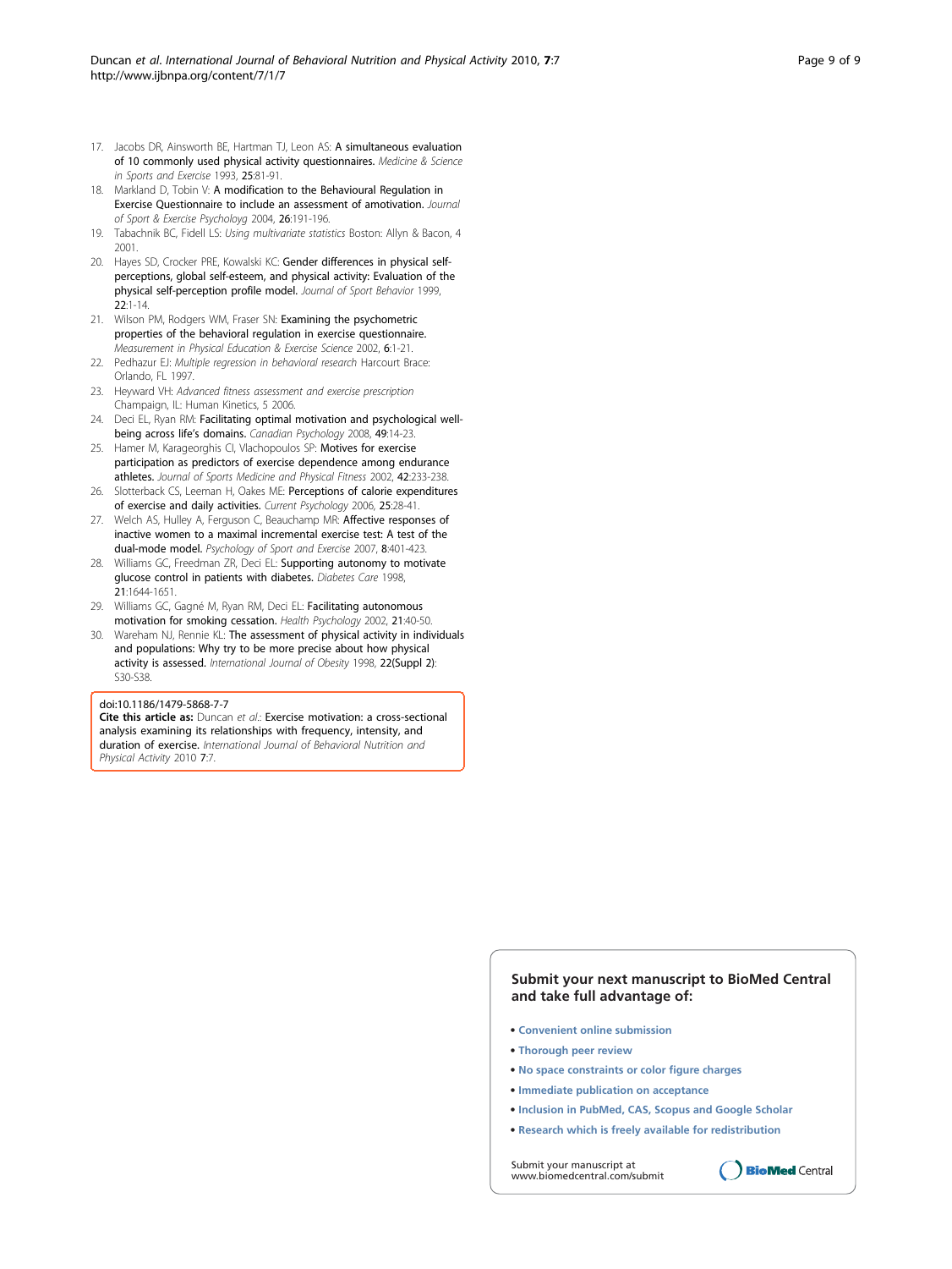17. Jacobs DR, Ainsworth BE, Hartman TJ, Leon AS: **A simultaneous evaluation of 10 commonly used physical activity questionnaires.** *Medicine & Science in Sports and Exercise* 1993, **25**:81-91.
18. Markland D, Tobin V: **A modification to the Behavioural Regulation in Exercise Questionnaire to include an assessment of amotivation.** *Journal of Sport & Exercise Psycholoyg* 2004, **26**:191-196.
19. Tabachnik BC, Fidell LS: *Using multivariate statistics* Boston: Allyn & Bacon, 4 2001.
20. Hayes SD, Crocker PRE, Kowalski KC: **Gender differences in physical self-perceptions, global self-esteem, and physical activity: Evaluation of the physical self-perception profile model.** *Journal of Sport Behavior* 1999, **22**:1-14.
21. Wilson PM, Rodgers WM, Fraser SN: **Examining the psychometric properties of the behavioral regulation in exercise questionnaire.** *Measurement in Physical Education & Exercise Science* 2002, **6**:1-21.
22. Pedhazur EJ: *Multiple regression in behavioral research* Harcourt Brace: Orlando, FL 1997.
23. Heyward VH: *Advanced fitness assessment and exercise prescription* Champaign, IL: Human Kinetics, 5 2006.
24. Deci EL, Ryan RM: **Facilitating optimal motivation and psychological well-being across life's domains.** *Canadian Psychology* 2008, **49**:14-23.
25. Hamer M, Karageorghis CI, Vlachopoulos SP: **Motives for exercise participation as predictors of exercise dependence among endurance athletes.** *Journal of Sports Medicine and Physical Fitness* 2002, **42**:233-238.
26. Slotterback CS, Leeman H, Oakes ME: **Perceptions of calorie expenditures of exercise and daily activities.** *Current Psychology* 2006, **25**:28-41.
27. Welch AS, Hulley A, Ferguson C, Beauchamp MR: **Affective responses of inactive women to a maximal incremental exercise test: A test of the dual-mode model.** *Psychology of Sport and Exercise* 2007, **8**:401-423.
28. Williams GC, Freedman ZR, Deci EL: **Supporting autonomy to motivate glucose control in patients with diabetes.** *Diabetes Care* 1998, **21**:1644-1651.
29. Williams GC, Gagné M, Ryan RM, Deci EL: **Facilitating autonomous motivation for smoking cessation.** *Health Psychology* 2002, **21**:40-50.
30. Wareham NJ, Rennie KL: **The assessment of physical activity in individuals and populations: Why try to be more precise about how physical activity is assessed.** *International Journal of Obesity* 1998, **22(Suppl 2)**: S30-S38.

doi:10.1186/1479-5868-7-7
**Cite this article as:** Duncan *et al.*: Exercise motivation: a cross-sectional analysis examining its relationships with frequency, intensity, and duration of exercise. *International Journal of Behavioral Nutrition and Physical Activity* 2010 **7**:7.

**Submit your next manuscript to BioMed Central and take full advantage of:**

- **Convenient online submission**
- **Thorough peer review**
- **No space constraints or color figure charges**
- **Immediate publication on acceptance**
- **Inclusion in PubMed, CAS, Scopus and Google Scholar**
- **Research which is freely available for redistribution**

Submit your manuscript at
www.biomedcentral.com/submit

BioMed Central